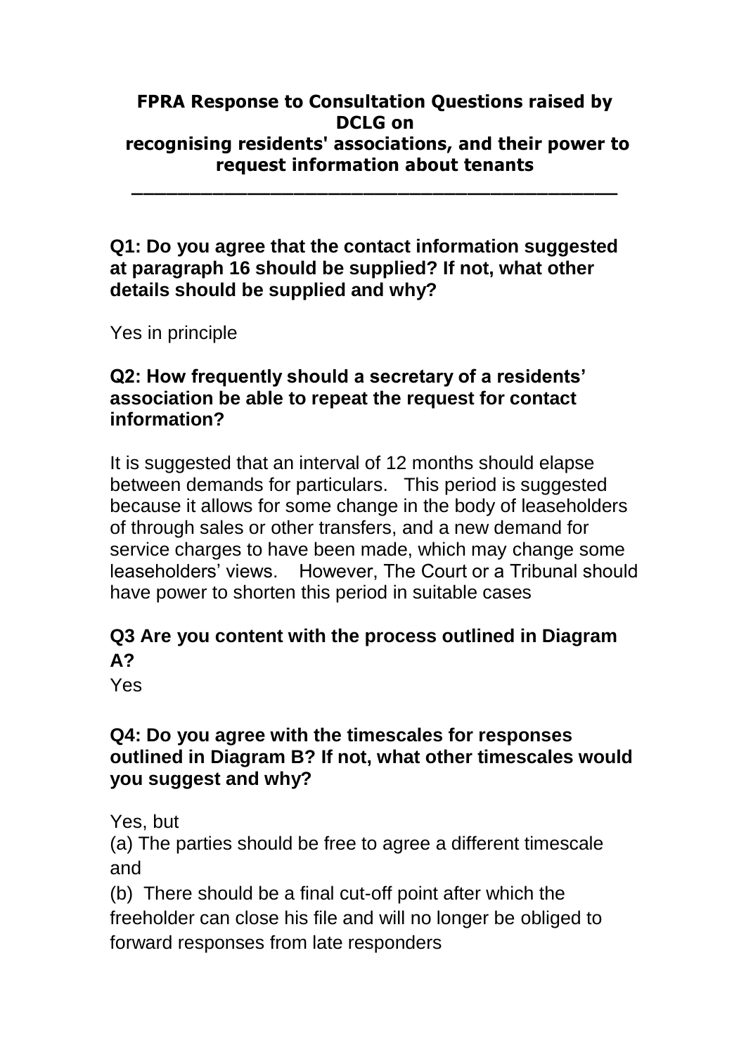# FPRA Response to Consultation Questions raised by DCLG on recognising residents' associations, and their power to request information about tenants

---

**Q1: Do you agree that the contact information suggested at paragraph 16 should be supplied? If not, what other details should be supplied and why?**

Yes in principle

**Q2: How frequently should a secretary of a residents' association be able to repeat the request for contact information?**

It is suggested that an interval of 12 months should elapse between demands for particulars. This period is suggested because it allows for some change in the body of leaseholders of through sales or other transfers, and a new demand for service charges to have been made, which may change some leaseholders' views. However, The Court or a Tribunal should have power to shorten this period in suitable cases

**Q3 Are you content with the process outlined in Diagram A?**

Yes

**Q4: Do you agree with the timescales for responses outlined in Diagram B? If not, what other timescales would you suggest and why?**

Yes, but

(a) The parties should be free to agree a different timescale and

(b) There should be a final cut-off point after which the freeholder can close his file and will no longer be obliged to forward responses from late responders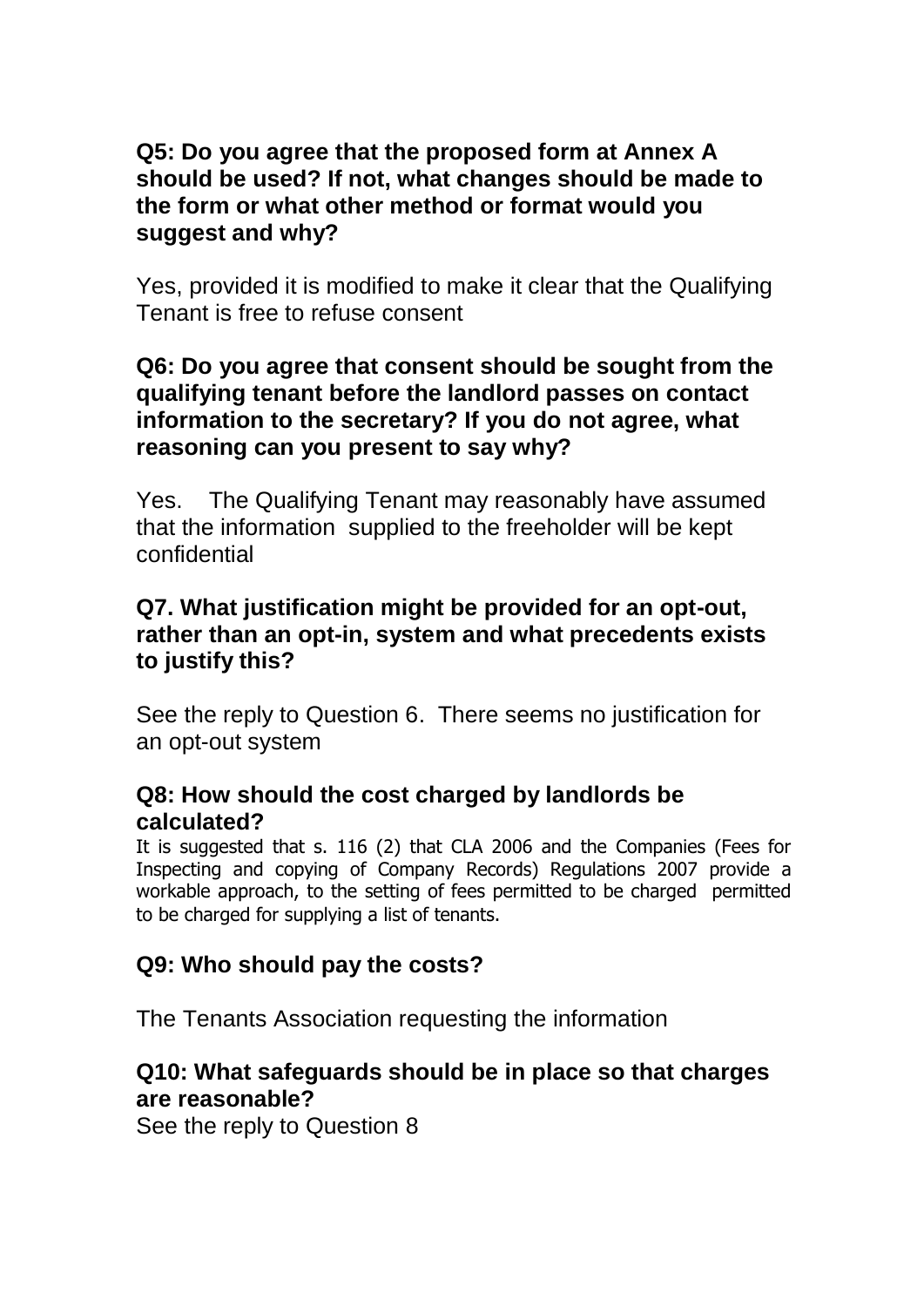**Q5: Do you agree that the proposed form at Annex A should be used? If not, what changes should be made to the form or what other method or format would you suggest and why?**

Yes, provided it is modified to make it clear that the Qualifying Tenant is free to refuse consent

**Q6: Do you agree that consent should be sought from the qualifying tenant before the landlord passes on contact information to the secretary? If you do not agree, what reasoning can you present to say why?**

Yes. The Qualifying Tenant may reasonably have assumed that the information supplied to the freeholder will be kept confidential

**Q7. What justification might be provided for an opt-out, rather than an opt-in, system and what precedents exists to justify this?**

See the reply to Question 6. There seems no justification for an opt-out system

**Q8: How should the cost charged by landlords be calculated?**

It is suggested that s. 116 (2) that CLA 2006 and the Companies (Fees for Inspecting and copying of Company Records) Regulations 2007 provide a workable approach, to the setting of fees permitted to be charged permitted to be charged for supplying a list of tenants.

**Q9: Who should pay the costs?**

The Tenants Association requesting the information

**Q10: What safeguards should be in place so that charges are reasonable?**

See the reply to Question 8